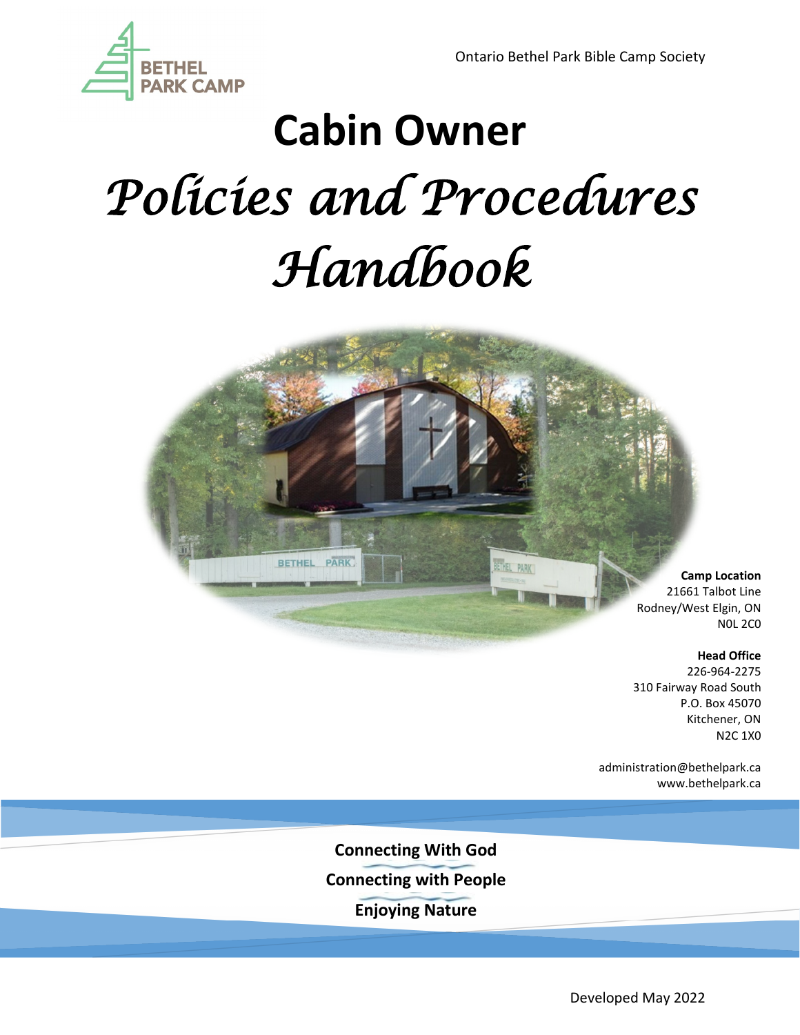BETHEL PARK CAMP

Ontario Bethel Park Bible Camp Society

# Cabin Owner

# *Policies and Procedures Handbook*

**Camp Location**
21661 Talbot Line
Rodney/West Elgin, ON
N0L 2C0

**Head Office**
226-964-2275
310 Fairway Road South
P.O. Box 45070
Kitchener, ON
N2C 1X0

administration@bethelpark.ca
www.bethelpark.ca

**Connecting With God**

**Connecting with People**

**Enjoying Nature**

Developed May 2022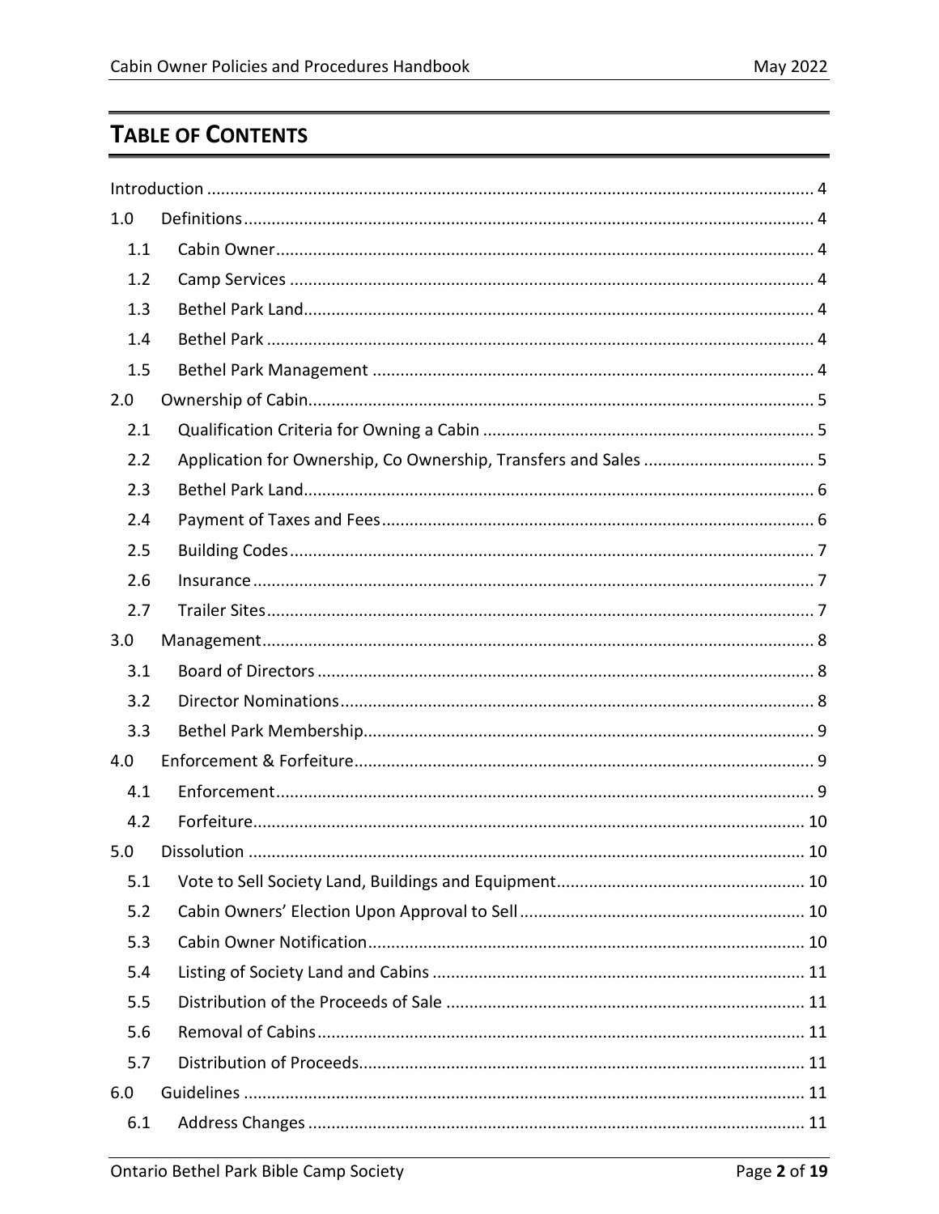## TABLE OF CONTENTS

Introduction ........................................................................................................................ 4

1.0 Definitions ........................................................................................................................ 4

- 1.1 Cabin Owner ........................................................................................................ 4
- 1.2 Camp Services ...................................................................................................... 4
- 1.3 Bethel Park Land .................................................................................................. 4
- 1.4 Bethel Park ........................................................................................................... 4
- 1.5 Bethel Park Management .................................................................................... 4

2.0 Ownership of Cabin ........................................................................................................ 5

- 2.1 Qualification Criteria for Owning a Cabin ........................................................... 5
- 2.2 Application for Ownership, Co Ownership, Transfers and Sales ......................... 5
- 2.3 Bethel Park Land .................................................................................................. 6
- 2.4 Payment of Taxes and Fees .................................................................................. 6
- 2.5 Building Codes ...................................................................................................... 7
- 2.6 Insurance .............................................................................................................. 7
- 2.7 Trailer Sites ........................................................................................................... 7

3.0 Management .................................................................................................................... 8

- 3.1 Board of Directors ................................................................................................ 8
- 3.2 Director Nominations ........................................................................................... 8
- 3.3 Bethel Park Membership ...................................................................................... 9

4.0 Enforcement & Forfeiture ............................................................................................... 9

- 4.1 Enforcement ......................................................................................................... 9
- 4.2 Forfeiture ............................................................................................................. 10

5.0 Dissolution ..................................................................................................................... 10

- 5.1 Vote to Sell Society Land, Buildings and Equipment .......................................... 10
- 5.2 Cabin Owners' Election Upon Approval to Sell .................................................. 10
- 5.3 Cabin Owner Notification .................................................................................... 10
- 5.4 Listing of Society Land and Cabins ..................................................................... 11
- 5.5 Distribution of the Proceeds of Sale .................................................................. 11
- 5.6 Removal of Cabins ............................................................................................... 11
- 5.7 Distribution of Proceeds ...................................................................................... 11

6.0 Guidelines ...................................................................................................................... 11

- 6.1 Address Changes ................................................................................................. 11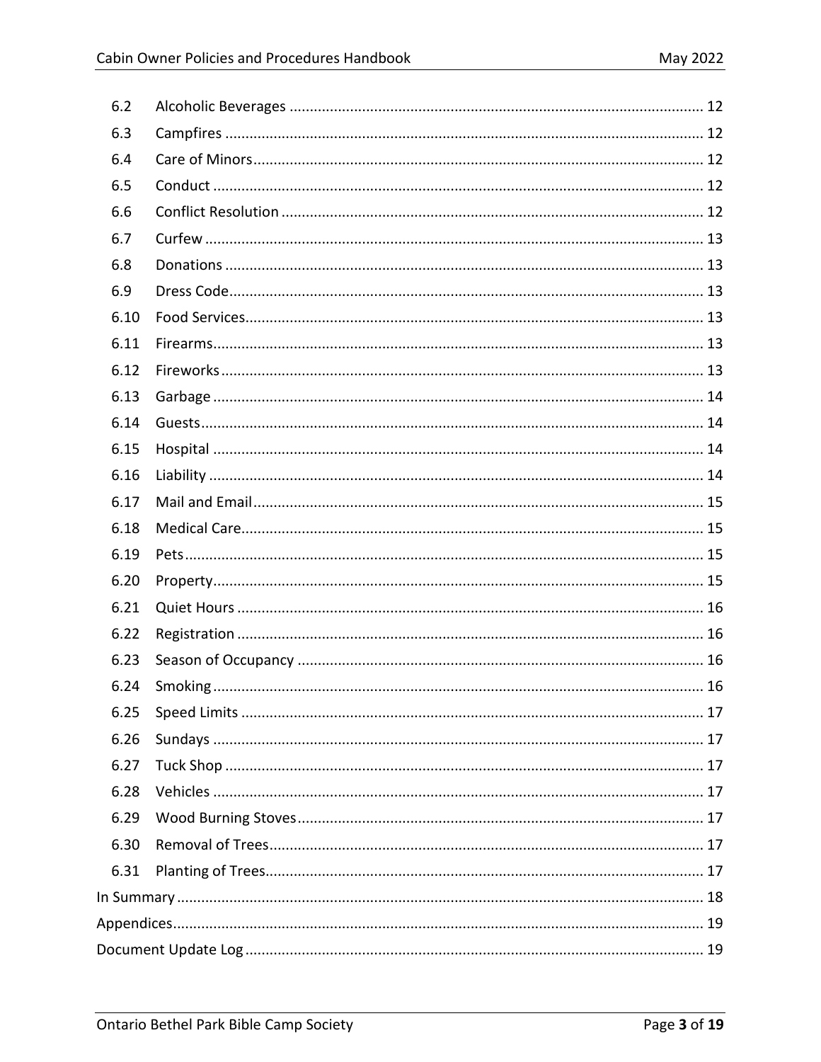| | | |
|---|---|---|
| 6.2 | Alcoholic Beverages | 12 |
| 6.3 | Campfires | 12 |
| 6.4 | Care of Minors | 12 |
| 6.5 | Conduct | 12 |
| 6.6 | Conflict Resolution | 12 |
| 6.7 | Curfew | 13 |
| 6.8 | Donations | 13 |
| 6.9 | Dress Code | 13 |
| 6.10 | Food Services | 13 |
| 6.11 | Firearms | 13 |
| 6.12 | Fireworks | 13 |
| 6.13 | Garbage | 14 |
| 6.14 | Guests | 14 |
| 6.15 | Hospital | 14 |
| 6.16 | Liability | 14 |
| 6.17 | Mail and Email | 15 |
| 6.18 | Medical Care | 15 |
| 6.19 | Pets | 15 |
| 6.20 | Property | 15 |
| 6.21 | Quiet Hours | 16 |
| 6.22 | Registration | 16 |
| 6.23 | Season of Occupancy | 16 |
| 6.24 | Smoking | 16 |
| 6.25 | Speed Limits | 17 |
| 6.26 | Sundays | 17 |
| 6.27 | Tuck Shop | 17 |
| 6.28 | Vehicles | 17 |
| 6.29 | Wood Burning Stoves | 17 |
| 6.30 | Removal of Trees | 17 |
| 6.31 | Planting of Trees | 17 |
| In Summary | | 18 |
| Appendices | | 19 |
| Document Update Log | | 19 |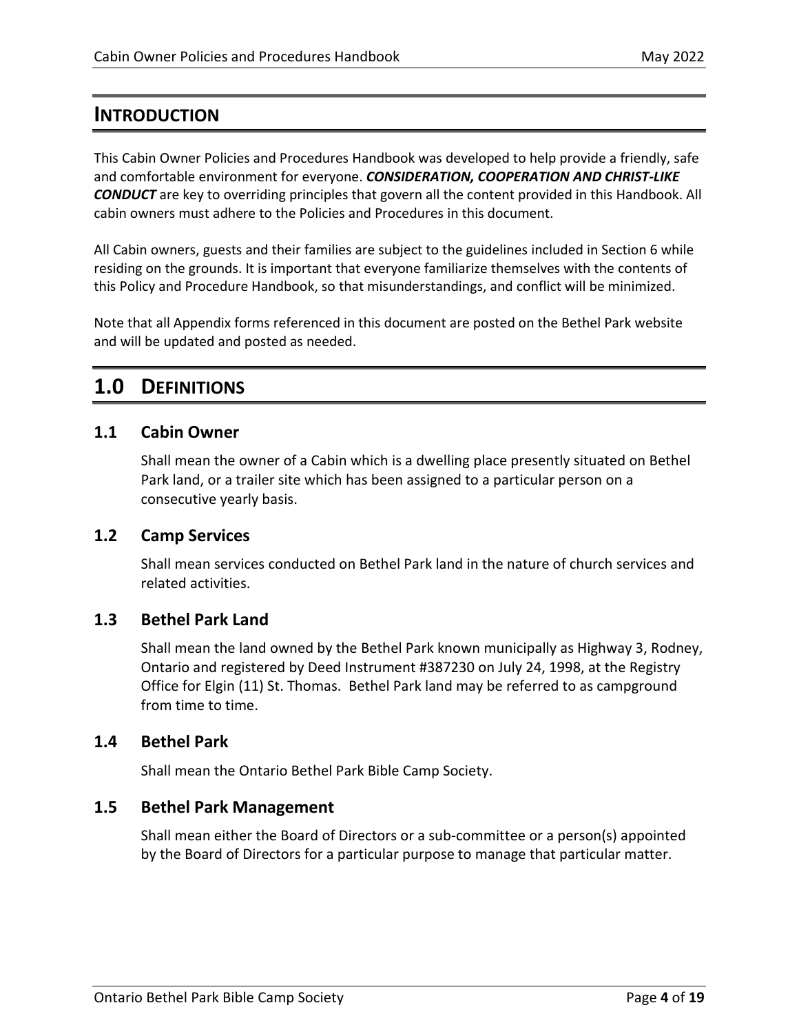# INTRODUCTION

This Cabin Owner Policies and Procedures Handbook was developed to help provide a friendly, safe and comfortable environment for everyone. ***CONSIDERATION, COOPERATION AND CHRIST-LIKE CONDUCT*** are key to overriding principles that govern all the content provided in this Handbook. All cabin owners must adhere to the Policies and Procedures in this document.

All Cabin owners, guests and their families are subject to the guidelines included in Section 6 while residing on the grounds. It is important that everyone familiarize themselves with the contents of this Policy and Procedure Handbook, so that misunderstandings, and conflict will be minimized.

Note that all Appendix forms referenced in this document are posted on the Bethel Park website and will be updated and posted as needed.

# 1.0 DEFINITIONS

## 1.1 Cabin Owner

Shall mean the owner of a Cabin which is a dwelling place presently situated on Bethel Park land, or a trailer site which has been assigned to a particular person on a consecutive yearly basis.

## 1.2 Camp Services

Shall mean services conducted on Bethel Park land in the nature of church services and related activities.

## 1.3 Bethel Park Land

Shall mean the land owned by the Bethel Park known municipally as Highway 3, Rodney, Ontario and registered by Deed Instrument #387230 on July 24, 1998, at the Registry Office for Elgin (11) St. Thomas. Bethel Park land may be referred to as campground from time to time.

## 1.4 Bethel Park

Shall mean the Ontario Bethel Park Bible Camp Society.

## 1.5 Bethel Park Management

Shall mean either the Board of Directors or a sub-committee or a person(s) appointed by the Board of Directors for a particular purpose to manage that particular matter.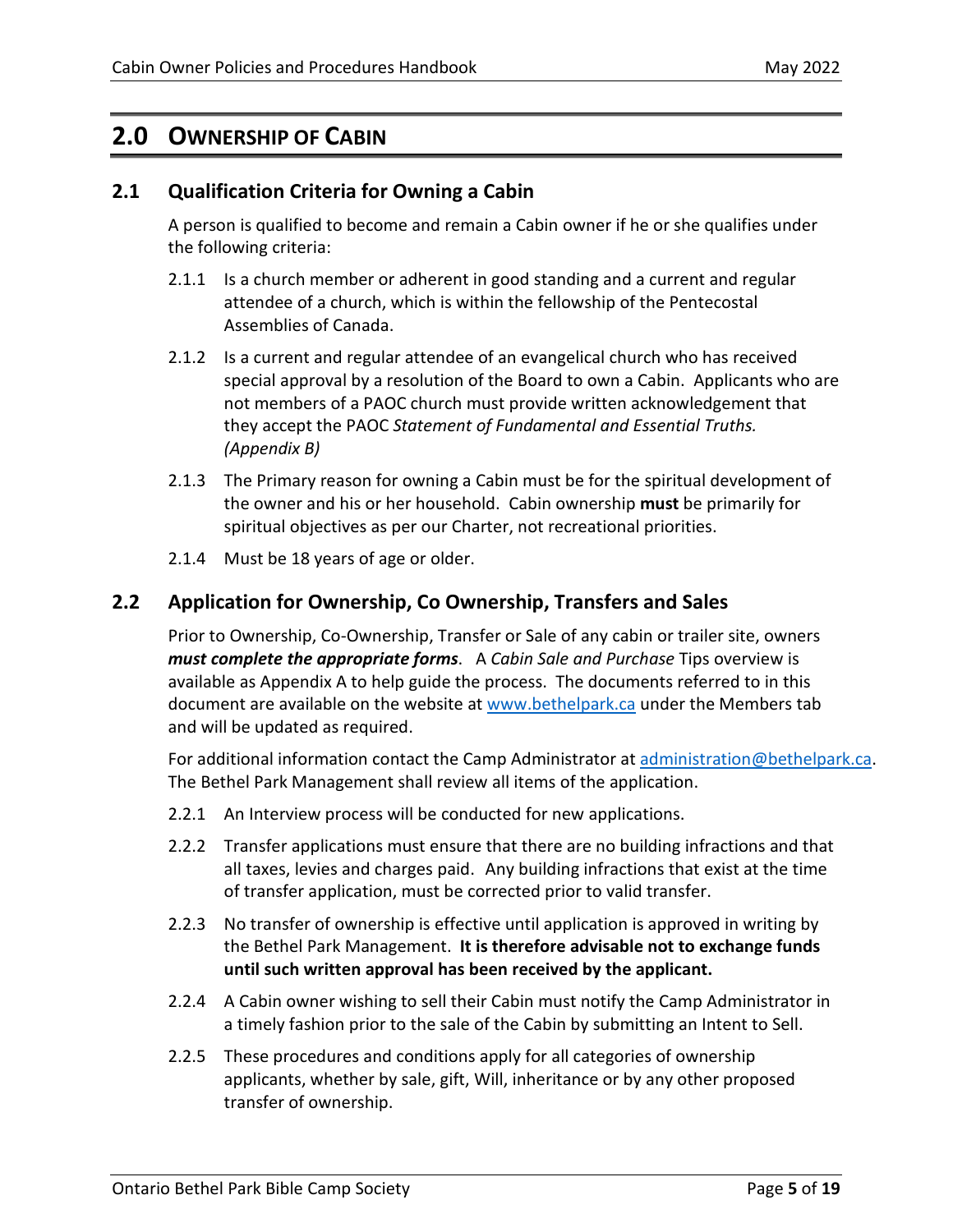# 2.0 OWNERSHIP OF CABIN

## 2.1 Qualification Criteria for Owning a Cabin

A person is qualified to become and remain a Cabin owner if he or she qualifies under the following criteria:

2.1.1 Is a church member or adherent in good standing and a current and regular attendee of a church, which is within the fellowship of the Pentecostal Assemblies of Canada.

2.1.2 Is a current and regular attendee of an evangelical church who has received special approval by a resolution of the Board to own a Cabin. Applicants who are not members of a PAOC church must provide written acknowledgement that they accept the PAOC *Statement of Fundamental and Essential Truths. (Appendix B)*

2.1.3 The Primary reason for owning a Cabin must be for the spiritual development of the owner and his or her household. Cabin ownership **must** be primarily for spiritual objectives as per our Charter, not recreational priorities.

2.1.4 Must be 18 years of age or older.

## 2.2 Application for Ownership, Co Ownership, Transfers and Sales

Prior to Ownership, Co-Ownership, Transfer or Sale of any cabin or trailer site, owners ***must complete the appropriate forms***. A *Cabin Sale and Purchase* Tips overview is available as Appendix A to help guide the process. The documents referred to in this document are available on the website at [www.bethelpark.ca](http://www.bethelpark.ca) under the Members tab and will be updated as required.

For additional information contact the Camp Administrator at [administration@bethelpark.ca](mailto:administration@bethelpark.ca). The Bethel Park Management shall review all items of the application.

2.2.1 An Interview process will be conducted for new applications.

2.2.2 Transfer applications must ensure that there are no building infractions and that all taxes, levies and charges paid. Any building infractions that exist at the time of transfer application, must be corrected prior to valid transfer.

2.2.3 No transfer of ownership is effective until application is approved in writing by the Bethel Park Management. **It is therefore advisable not to exchange funds until such written approval has been received by the applicant.**

2.2.4 A Cabin owner wishing to sell their Cabin must notify the Camp Administrator in a timely fashion prior to the sale of the Cabin by submitting an Intent to Sell.

2.2.5 These procedures and conditions apply for all categories of ownership applicants, whether by sale, gift, Will, inheritance or by any other proposed transfer of ownership.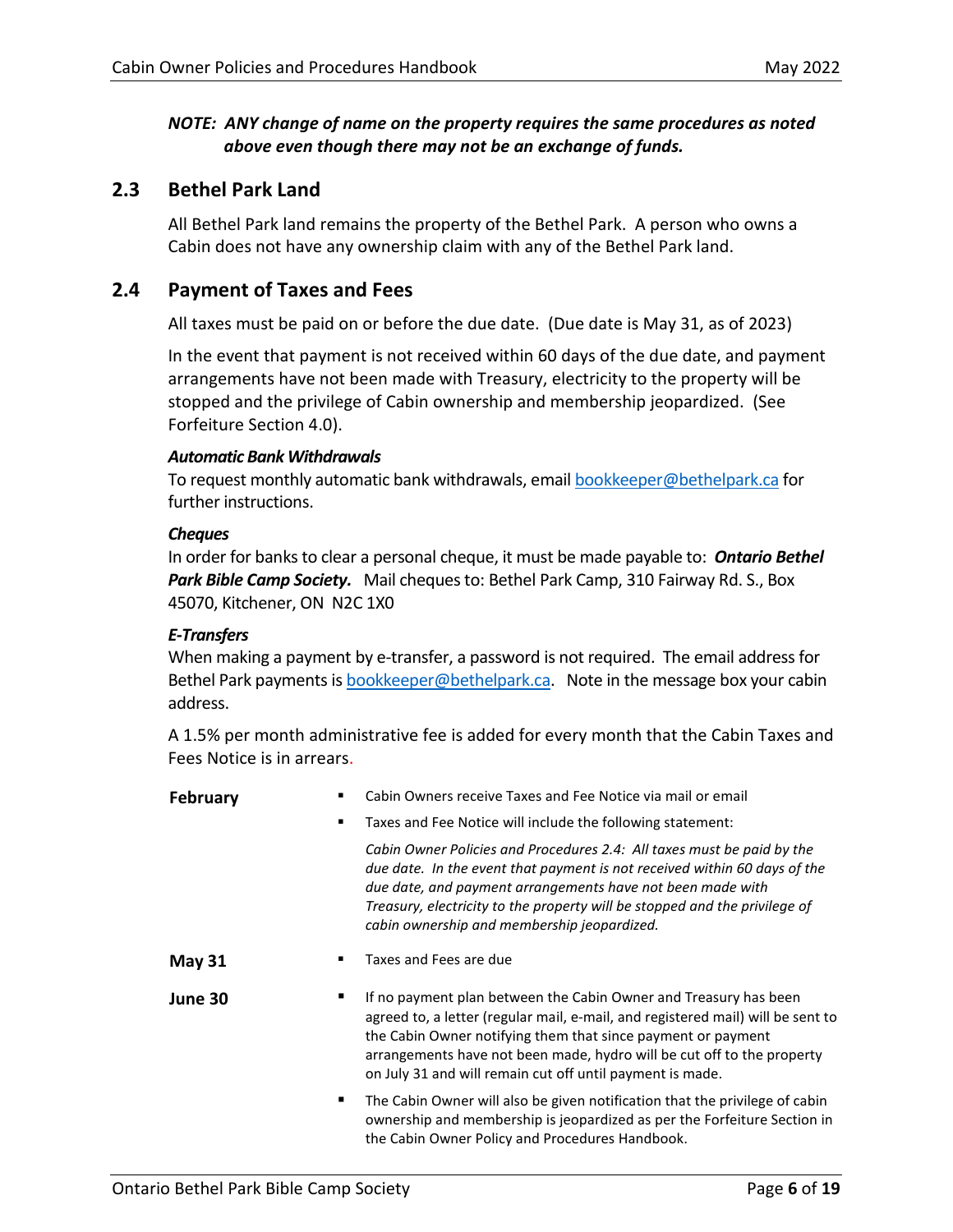***NOTE: ANY change of name on the property requires the same procedures as noted above even though there may not be an exchange of funds.***

## 2.3 Bethel Park Land

All Bethel Park land remains the property of the Bethel Park. A person who owns a Cabin does not have any ownership claim with any of the Bethel Park land.

## 2.4 Payment of Taxes and Fees

All taxes must be paid on or before the due date. (Due date is May 31, as of 2023)

In the event that payment is not received within 60 days of the due date, and payment arrangements have not been made with Treasury, electricity to the property will be stopped and the privilege of Cabin ownership and membership jeopardized. (See Forfeiture Section 4.0).

***Automatic Bank Withdrawals***
To request monthly automatic bank withdrawals, email bookkeeper@bethelpark.ca for further instructions.

***Cheques***
In order for banks to clear a personal cheque, it must be made payable to: ***Ontario Bethel Park Bible Camp Society.*** Mail cheques to: Bethel Park Camp, 310 Fairway Rd. S., Box 45070, Kitchener, ON N2C 1X0

***E-Transfers***
When making a payment by e-transfer, a password is not required. The email address for Bethel Park payments is bookkeeper@bethelpark.ca. Note in the message box your cabin address.

A 1.5% per month administrative fee is added for every month that the Cabin Taxes and Fees Notice is in arrears.

**February**

- Cabin Owners receive Taxes and Fee Notice via mail or email
- Taxes and Fee Notice will include the following statement:

  *Cabin Owner Policies and Procedures 2.4: All taxes must be paid by the due date. In the event that payment is not received within 60 days of the due date, and payment arrangements have not been made with Treasury, electricity to the property will be stopped and the privilege of cabin ownership and membership jeopardized.*

**May 31**

- Taxes and Fees are due

**June 30**

- If no payment plan between the Cabin Owner and Treasury has been agreed to, a letter (regular mail, e-mail, and registered mail) will be sent to the Cabin Owner notifying them that since payment or payment arrangements have not been made, hydro will be cut off to the property on July 31 and will remain cut off until payment is made.
- The Cabin Owner will also be given notification that the privilege of cabin ownership and membership is jeopardized as per the Forfeiture Section in the Cabin Owner Policy and Procedures Handbook.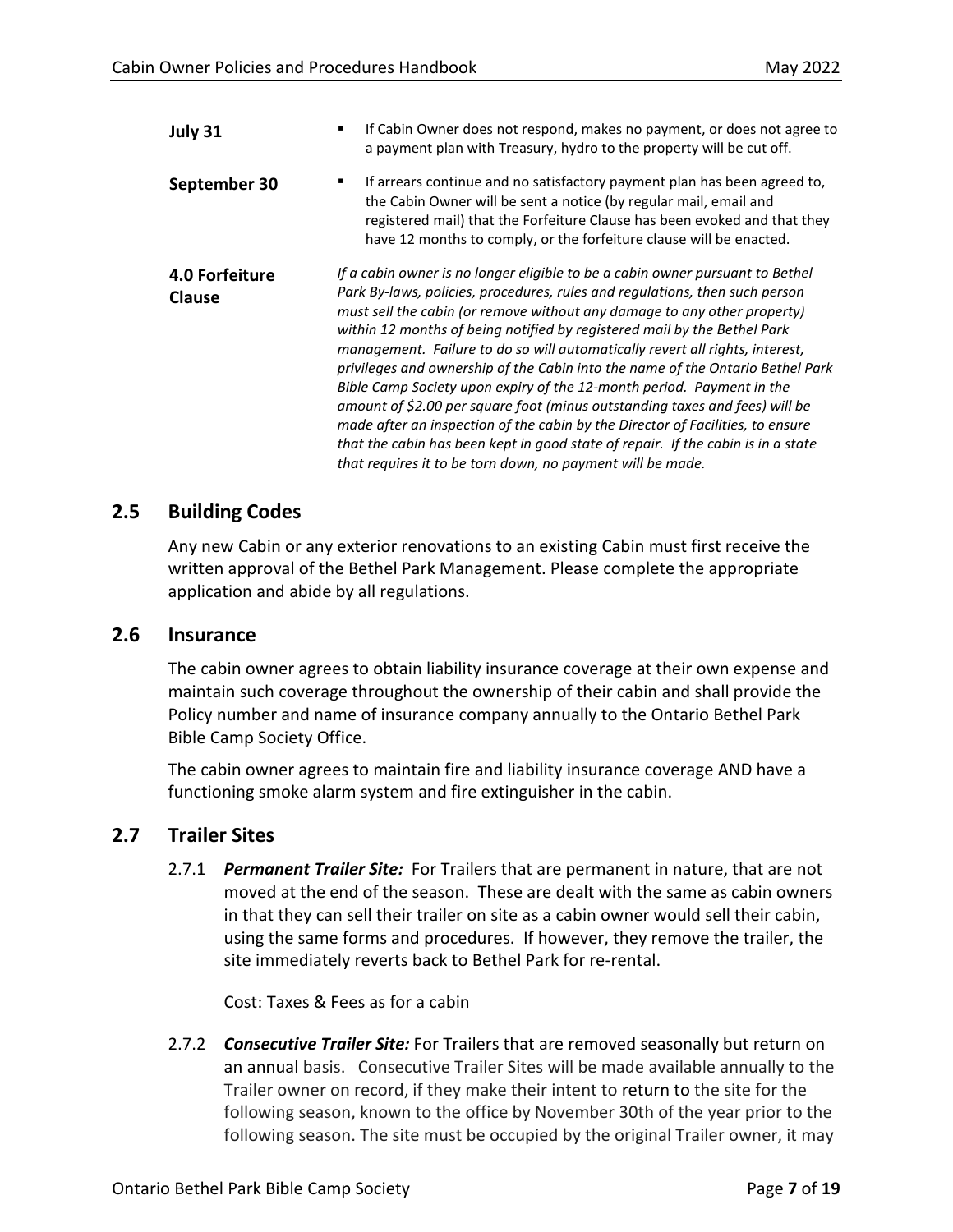**July 31**

- If Cabin Owner does not respond, makes no payment, or does not agree to a payment plan with Treasury, hydro to the property will be cut off.

**September 30**

- If arrears continue and no satisfactory payment plan has been agreed to, the Cabin Owner will be sent a notice (by regular mail, email and registered mail) that the Forfeiture Clause has been evoked and that they have 12 months to comply, or the forfeiture clause will be enacted.

**4.0 Forfeiture Clause**

*If a cabin owner is no longer eligible to be a cabin owner pursuant to Bethel Park By-laws, policies, procedures, rules and regulations, then such person must sell the cabin (or remove without any damage to any other property) within 12 months of being notified by registered mail by the Bethel Park management. Failure to do so will automatically revert all rights, interest, privileges and ownership of the Cabin into the name of the Ontario Bethel Park Bible Camp Society upon expiry of the 12-month period. Payment in the amount of $2.00 per square foot (minus outstanding taxes and fees) will be made after an inspection of the cabin by the Director of Facilities, to ensure that the cabin has been kept in good state of repair. If the cabin is in a state that requires it to be torn down, no payment will be made.*

## 2.5 Building Codes

Any new Cabin or any exterior renovations to an existing Cabin must first receive the written approval of the Bethel Park Management. Please complete the appropriate application and abide by all regulations.

## 2.6 Insurance

The cabin owner agrees to obtain liability insurance coverage at their own expense and maintain such coverage throughout the ownership of their cabin and shall provide the Policy number and name of insurance company annually to the Ontario Bethel Park Bible Camp Society Office.

The cabin owner agrees to maintain fire and liability insurance coverage AND have a functioning smoke alarm system and fire extinguisher in the cabin.

## 2.7 Trailer Sites

2.7.1 ***Permanent Trailer Site:*** For Trailers that are permanent in nature, that are not moved at the end of the season. These are dealt with the same as cabin owners in that they can sell their trailer on site as a cabin owner would sell their cabin, using the same forms and procedures. If however, they remove the trailer, the site immediately reverts back to Bethel Park for re-rental.

Cost: Taxes & Fees as for a cabin

2.7.2 ***Consecutive Trailer Site:*** For Trailers that are removed seasonally but return on an annual basis. Consecutive Trailer Sites will be made available annually to the Trailer owner on record, if they make their intent to return to the site for the following season, known to the office by November 30th of the year prior to the following season. The site must be occupied by the original Trailer owner, it may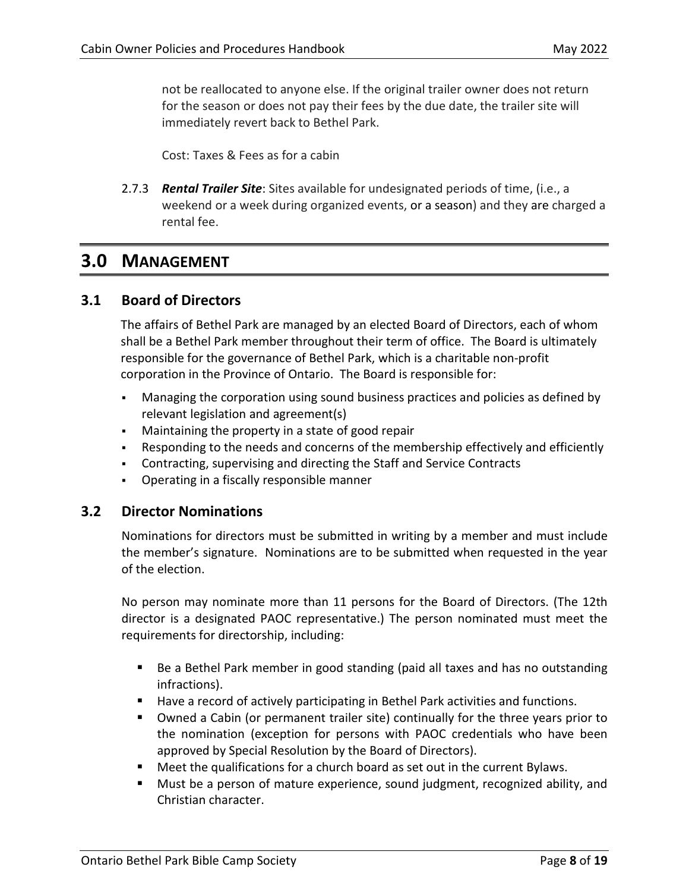not be reallocated to anyone else. If the original trailer owner does not return for the season or does not pay their fees by the due date, the trailer site will immediately revert back to Bethel Park.

Cost: Taxes & Fees as for a cabin

2.7.3 ***Rental Trailer Site***: Sites available for undesignated periods of time, (i.e., a weekend or a week during organized events, or a season) and they are charged a rental fee.

# 3.0 MANAGEMENT

## 3.1 Board of Directors

The affairs of Bethel Park are managed by an elected Board of Directors, each of whom shall be a Bethel Park member throughout their term of office. The Board is ultimately responsible for the governance of Bethel Park, which is a charitable non-profit corporation in the Province of Ontario. The Board is responsible for:

- Managing the corporation using sound business practices and policies as defined by relevant legislation and agreement(s)
- Maintaining the property in a state of good repair
- Responding to the needs and concerns of the membership effectively and efficiently
- Contracting, supervising and directing the Staff and Service Contracts
- Operating in a fiscally responsible manner

## 3.2 Director Nominations

Nominations for directors must be submitted in writing by a member and must include the member's signature. Nominations are to be submitted when requested in the year of the election.

No person may nominate more than 11 persons for the Board of Directors. (The 12th director is a designated PAOC representative.) The person nominated must meet the requirements for directorship, including:

- Be a Bethel Park member in good standing (paid all taxes and has no outstanding infractions).
- Have a record of actively participating in Bethel Park activities and functions.
- Owned a Cabin (or permanent trailer site) continually for the three years prior to the nomination (exception for persons with PAOC credentials who have been approved by Special Resolution by the Board of Directors).
- Meet the qualifications for a church board as set out in the current Bylaws.
- Must be a person of mature experience, sound judgment, recognized ability, and Christian character.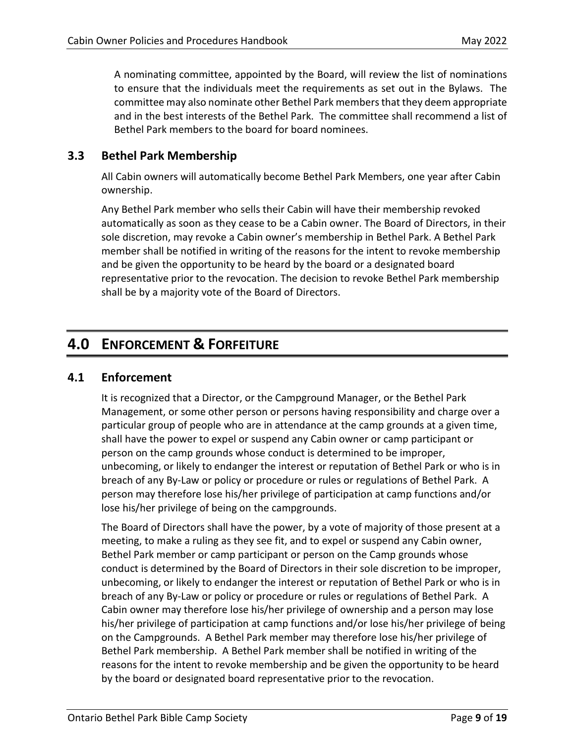A nominating committee, appointed by the Board, will review the list of nominations to ensure that the individuals meet the requirements as set out in the Bylaws. The committee may also nominate other Bethel Park members that they deem appropriate and in the best interests of the Bethel Park. The committee shall recommend a list of Bethel Park members to the board for board nominees.

### 3.3 Bethel Park Membership

All Cabin owners will automatically become Bethel Park Members, one year after Cabin ownership.

Any Bethel Park member who sells their Cabin will have their membership revoked automatically as soon as they cease to be a Cabin owner. The Board of Directors, in their sole discretion, may revoke a Cabin owner's membership in Bethel Park. A Bethel Park member shall be notified in writing of the reasons for the intent to revoke membership and be given the opportunity to be heard by the board or a designated board representative prior to the revocation. The decision to revoke Bethel Park membership shall be by a majority vote of the Board of Directors.

## 4.0 ENFORCEMENT & FORFEITURE

### 4.1 Enforcement

It is recognized that a Director, or the Campground Manager, or the Bethel Park Management, or some other person or persons having responsibility and charge over a particular group of people who are in attendance at the camp grounds at a given time, shall have the power to expel or suspend any Cabin owner or camp participant or person on the camp grounds whose conduct is determined to be improper, unbecoming, or likely to endanger the interest or reputation of Bethel Park or who is in breach of any By-Law or policy or procedure or rules or regulations of Bethel Park. A person may therefore lose his/her privilege of participation at camp functions and/or lose his/her privilege of being on the campgrounds.

The Board of Directors shall have the power, by a vote of majority of those present at a meeting, to make a ruling as they see fit, and to expel or suspend any Cabin owner, Bethel Park member or camp participant or person on the Camp grounds whose conduct is determined by the Board of Directors in their sole discretion to be improper, unbecoming, or likely to endanger the interest or reputation of Bethel Park or who is in breach of any By-Law or policy or procedure or rules or regulations of Bethel Park. A Cabin owner may therefore lose his/her privilege of ownership and a person may lose his/her privilege of participation at camp functions and/or lose his/her privilege of being on the Campgrounds. A Bethel Park member may therefore lose his/her privilege of Bethel Park membership. A Bethel Park member shall be notified in writing of the reasons for the intent to revoke membership and be given the opportunity to be heard by the board or designated board representative prior to the revocation.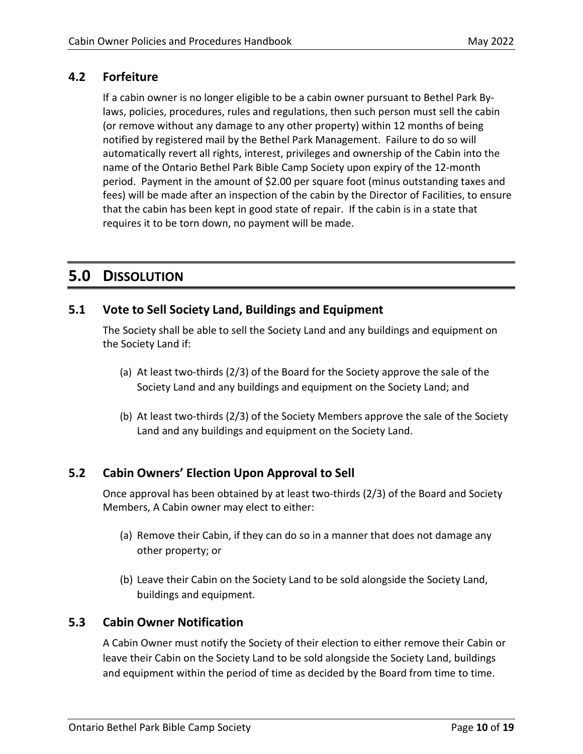### 4.2 Forfeiture

If a cabin owner is no longer eligible to be a cabin owner pursuant to Bethel Park By-laws, policies, procedures, rules and regulations, then such person must sell the cabin (or remove without any damage to any other property) within 12 months of being notified by registered mail by the Bethel Park Management. Failure to do so will automatically revert all rights, interest, privileges and ownership of the Cabin into the name of the Ontario Bethel Park Bible Camp Society upon expiry of the 12-month period. Payment in the amount of $2.00 per square foot (minus outstanding taxes and fees) will be made after an inspection of the cabin by the Director of Facilities, to ensure that the cabin has been kept in good state of repair. If the cabin is in a state that requires it to be torn down, no payment will be made.

## 5.0 DISSOLUTION

### 5.1 Vote to Sell Society Land, Buildings and Equipment

The Society shall be able to sell the Society Land and any buildings and equipment on the Society Land if:

(a) At least two-thirds (2/3) of the Board for the Society approve the sale of the Society Land and any buildings and equipment on the Society Land; and

(b) At least two-thirds (2/3) of the Society Members approve the sale of the Society Land and any buildings and equipment on the Society Land.

### 5.2 Cabin Owners' Election Upon Approval to Sell

Once approval has been obtained by at least two-thirds (2/3) of the Board and Society Members, A Cabin owner may elect to either:

(a) Remove their Cabin, if they can do so in a manner that does not damage any other property; or

(b) Leave their Cabin on the Society Land to be sold alongside the Society Land, buildings and equipment.

### 5.3 Cabin Owner Notification

A Cabin Owner must notify the Society of their election to either remove their Cabin or leave their Cabin on the Society Land to be sold alongside the Society Land, buildings and equipment within the period of time as decided by the Board from time to time.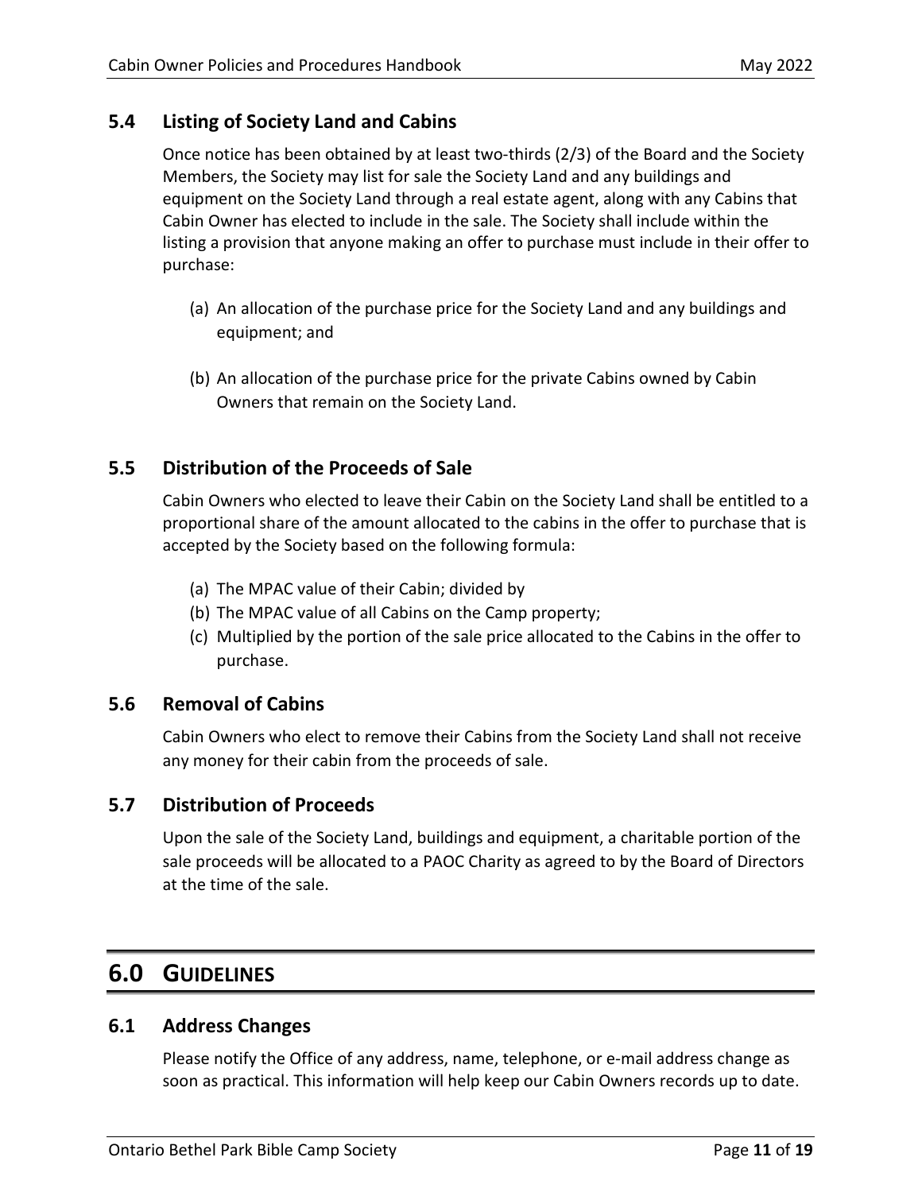### 5.4 Listing of Society Land and Cabins

Once notice has been obtained by at least two-thirds (2/3) of the Board and the Society Members, the Society may list for sale the Society Land and any buildings and equipment on the Society Land through a real estate agent, along with any Cabins that Cabin Owner has elected to include in the sale. The Society shall include within the listing a provision that anyone making an offer to purchase must include in their offer to purchase:

(a) An allocation of the purchase price for the Society Land and any buildings and equipment; and

(b) An allocation of the purchase price for the private Cabins owned by Cabin Owners that remain on the Society Land.

### 5.5 Distribution of the Proceeds of Sale

Cabin Owners who elected to leave their Cabin on the Society Land shall be entitled to a proportional share of the amount allocated to the cabins in the offer to purchase that is accepted by the Society based on the following formula:

(a) The MPAC value of their Cabin; divided by
(b) The MPAC value of all Cabins on the Camp property;
(c) Multiplied by the portion of the sale price allocated to the Cabins in the offer to purchase.

### 5.6 Removal of Cabins

Cabin Owners who elect to remove their Cabins from the Society Land shall not receive any money for their cabin from the proceeds of sale.

### 5.7 Distribution of Proceeds

Upon the sale of the Society Land, buildings and equipment, a charitable portion of the sale proceeds will be allocated to a PAOC Charity as agreed to by the Board of Directors at the time of the sale.

## 6.0 GUIDELINES

### 6.1 Address Changes

Please notify the Office of any address, name, telephone, or e-mail address change as soon as practical. This information will help keep our Cabin Owners records up to date.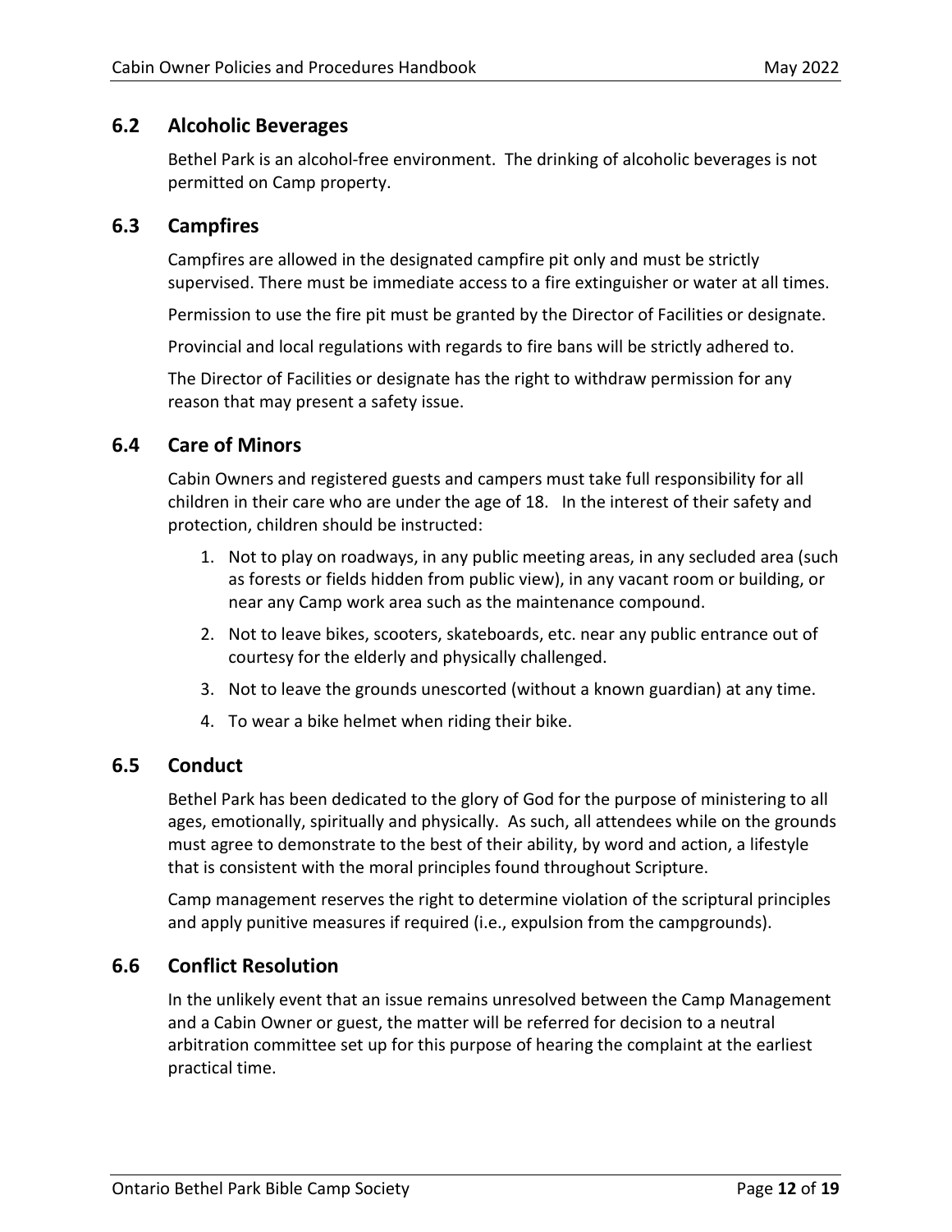## 6.2 Alcoholic Beverages

Bethel Park is an alcohol-free environment. The drinking of alcoholic beverages is not permitted on Camp property.

## 6.3 Campfires

Campfires are allowed in the designated campfire pit only and must be strictly supervised. There must be immediate access to a fire extinguisher or water at all times.

Permission to use the fire pit must be granted by the Director of Facilities or designate.

Provincial and local regulations with regards to fire bans will be strictly adhered to.

The Director of Facilities or designate has the right to withdraw permission for any reason that may present a safety issue.

## 6.4 Care of Minors

Cabin Owners and registered guests and campers must take full responsibility for all children in their care who are under the age of 18. In the interest of their safety and protection, children should be instructed:

1. Not to play on roadways, in any public meeting areas, in any secluded area (such as forests or fields hidden from public view), in any vacant room or building, or near any Camp work area such as the maintenance compound.
2. Not to leave bikes, scooters, skateboards, etc. near any public entrance out of courtesy for the elderly and physically challenged.
3. Not to leave the grounds unescorted (without a known guardian) at any time.
4. To wear a bike helmet when riding their bike.

## 6.5 Conduct

Bethel Park has been dedicated to the glory of God for the purpose of ministering to all ages, emotionally, spiritually and physically. As such, all attendees while on the grounds must agree to demonstrate to the best of their ability, by word and action, a lifestyle that is consistent with the moral principles found throughout Scripture.

Camp management reserves the right to determine violation of the scriptural principles and apply punitive measures if required (i.e., expulsion from the campgrounds).

## 6.6 Conflict Resolution

In the unlikely event that an issue remains unresolved between the Camp Management and a Cabin Owner or guest, the matter will be referred for decision to a neutral arbitration committee set up for this purpose of hearing the complaint at the earliest practical time.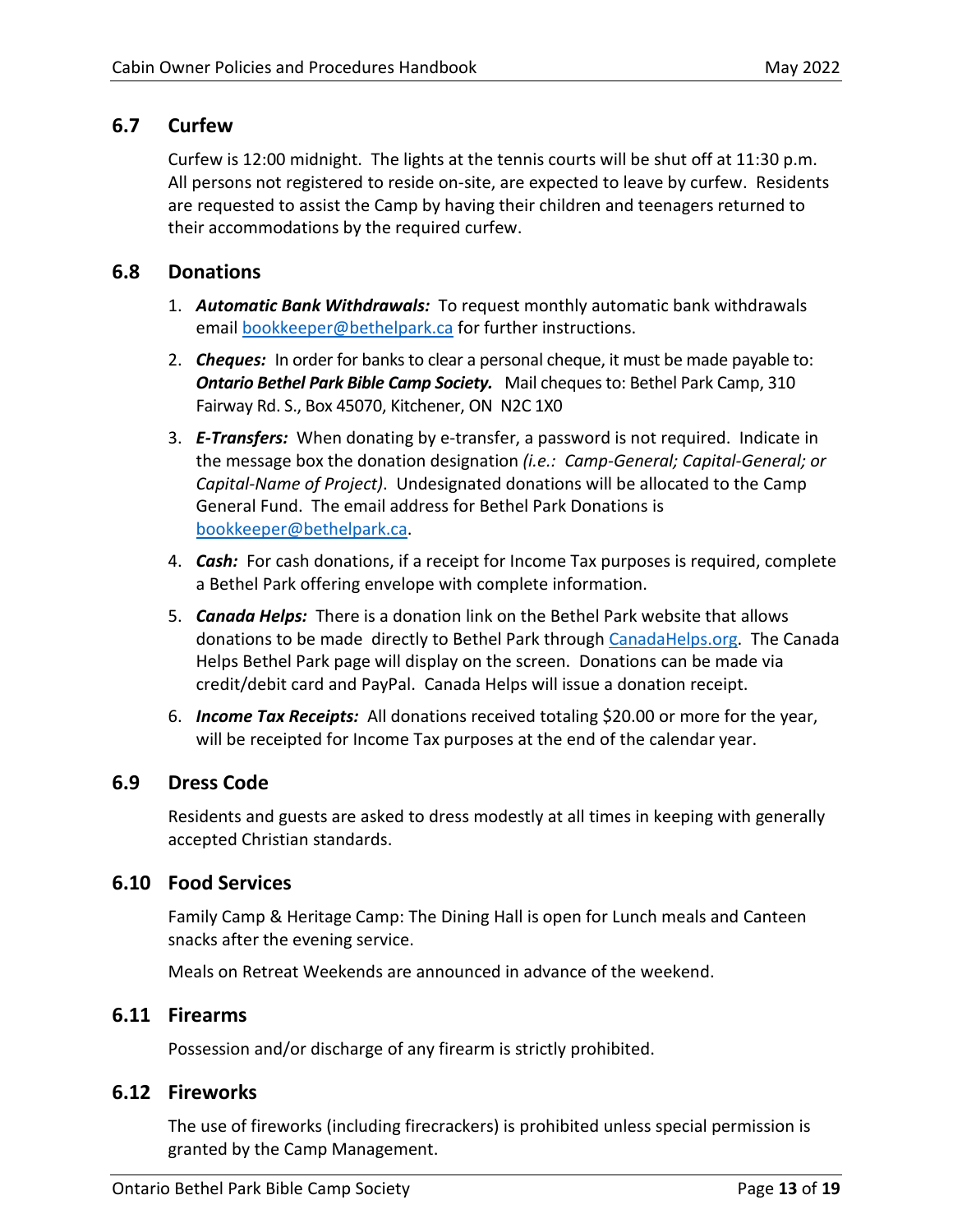## 6.7 Curfew

Curfew is 12:00 midnight. The lights at the tennis courts will be shut off at 11:30 p.m. All persons not registered to reside on-site, are expected to leave by curfew. Residents are requested to assist the Camp by having their children and teenagers returned to their accommodations by the required curfew.

## 6.8 Donations

1. ***Automatic Bank Withdrawals:*** To request monthly automatic bank withdrawals email [bookkeeper@bethelpark.ca](mailto:bookkeeper@bethelpark.ca) for further instructions.
2. ***Cheques:*** In order for banks to clear a personal cheque, it must be made payable to: ***Ontario Bethel Park Bible Camp Society.*** Mail cheques to: Bethel Park Camp, 310 Fairway Rd. S., Box 45070, Kitchener, ON N2C 1X0
3. ***E-Transfers:*** When donating by e-transfer, a password is not required. Indicate in the message box the donation designation *(i.e.: Camp-General; Capital-General; or Capital-Name of Project)*. Undesignated donations will be allocated to the Camp General Fund. The email address for Bethel Park Donations is [bookkeeper@bethelpark.ca](mailto:bookkeeper@bethelpark.ca).
4. ***Cash:*** For cash donations, if a receipt for Income Tax purposes is required, complete a Bethel Park offering envelope with complete information.
5. ***Canada Helps:*** There is a donation link on the Bethel Park website that allows donations to be made directly to Bethel Park through [CanadaHelps.org](https://CanadaHelps.org). The Canada Helps Bethel Park page will display on the screen. Donations can be made via credit/debit card and PayPal. Canada Helps will issue a donation receipt.
6. ***Income Tax Receipts:*** All donations received totaling $20.00 or more for the year, will be receipted for Income Tax purposes at the end of the calendar year.

## 6.9 Dress Code

Residents and guests are asked to dress modestly at all times in keeping with generally accepted Christian standards.

## 6.10 Food Services

Family Camp & Heritage Camp: The Dining Hall is open for Lunch meals and Canteen snacks after the evening service.

Meals on Retreat Weekends are announced in advance of the weekend.

## 6.11 Firearms

Possession and/or discharge of any firearm is strictly prohibited.

## 6.12 Fireworks

The use of fireworks (including firecrackers) is prohibited unless special permission is granted by the Camp Management.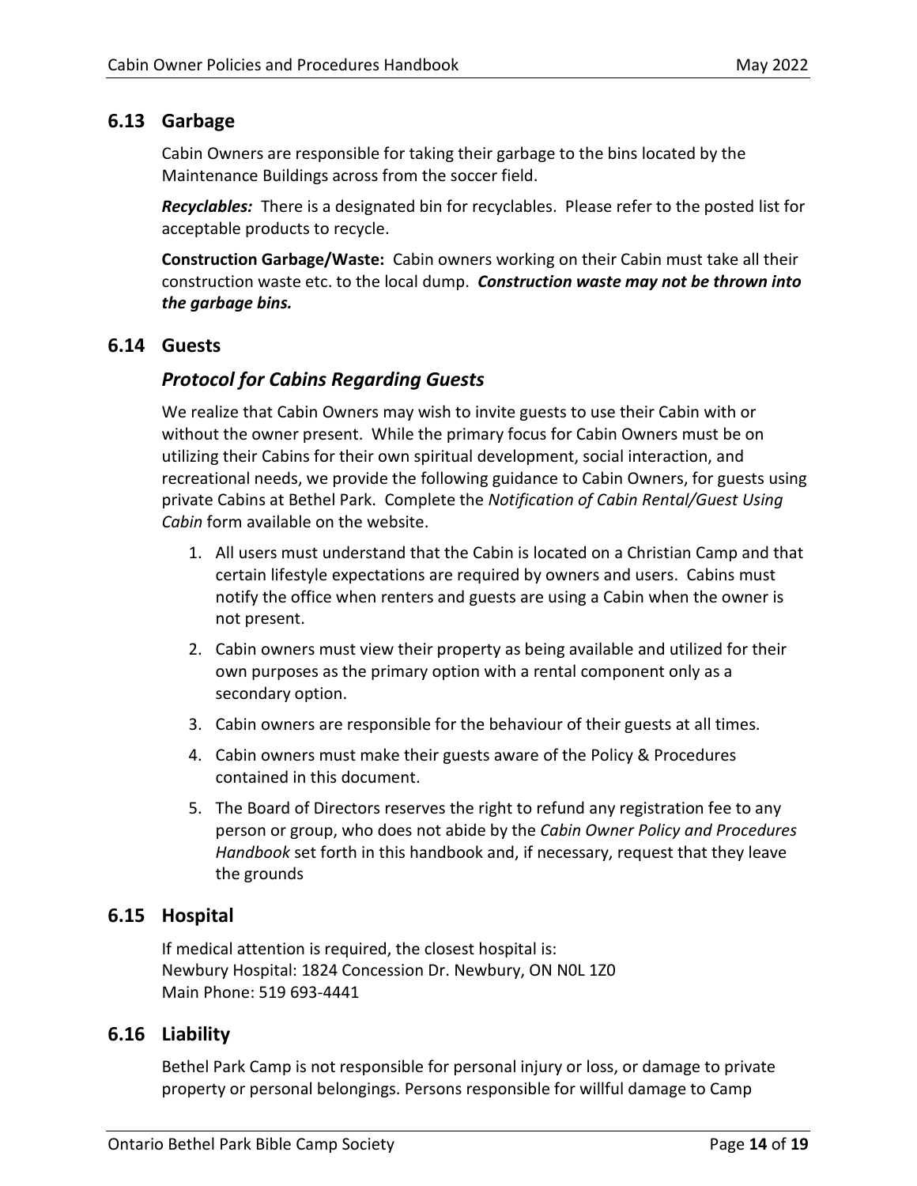## 6.13 Garbage

Cabin Owners are responsible for taking their garbage to the bins located by the Maintenance Buildings across from the soccer field.

***Recyclables:*** There is a designated bin for recyclables. Please refer to the posted list for acceptable products to recycle.

**Construction Garbage/Waste:** Cabin owners working on their Cabin must take all their construction waste etc. to the local dump. ***Construction waste may not be thrown into the garbage bins.***

## 6.14 Guests

### *Protocol for Cabins Regarding Guests*

We realize that Cabin Owners may wish to invite guests to use their Cabin with or without the owner present. While the primary focus for Cabin Owners must be on utilizing their Cabins for their own spiritual development, social interaction, and recreational needs, we provide the following guidance to Cabin Owners, for guests using private Cabins at Bethel Park. Complete the *Notification of Cabin Rental/Guest Using Cabin* form available on the website.

1. All users must understand that the Cabin is located on a Christian Camp and that certain lifestyle expectations are required by owners and users. Cabins must notify the office when renters and guests are using a Cabin when the owner is not present.
2. Cabin owners must view their property as being available and utilized for their own purposes as the primary option with a rental component only as a secondary option.
3. Cabin owners are responsible for the behaviour of their guests at all times.
4. Cabin owners must make their guests aware of the Policy & Procedures contained in this document.
5. The Board of Directors reserves the right to refund any registration fee to any person or group, who does not abide by the *Cabin Owner Policy and Procedures Handbook* set forth in this handbook and, if necessary, request that they leave the grounds

## 6.15 Hospital

If medical attention is required, the closest hospital is:
Newbury Hospital: 1824 Concession Dr. Newbury, ON N0L 1Z0
Main Phone: 519 693-4441

## 6.16 Liability

Bethel Park Camp is not responsible for personal injury or loss, or damage to private property or personal belongings. Persons responsible for willful damage to Camp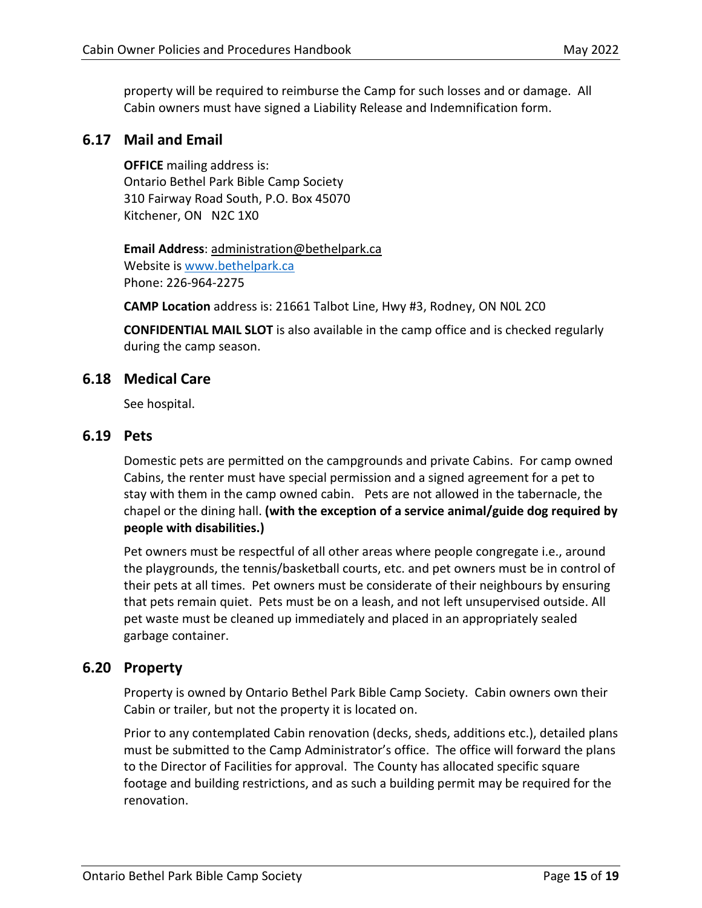property will be required to reimburse the Camp for such losses and or damage. All Cabin owners must have signed a Liability Release and Indemnification form.

## 6.17 Mail and Email

**OFFICE** mailing address is:
Ontario Bethel Park Bible Camp Society
310 Fairway Road South, P.O. Box 45070
Kitchener, ON N2C 1X0

**Email Address**: administration@bethelpark.ca
Website is www.bethelpark.ca
Phone: 226-964-2275

**CAMP Location** address is: 21661 Talbot Line, Hwy #3, Rodney, ON N0L 2C0

**CONFIDENTIAL MAIL SLOT** is also available in the camp office and is checked regularly during the camp season.

## 6.18 Medical Care

See hospital.

## 6.19 Pets

Domestic pets are permitted on the campgrounds and private Cabins. For camp owned Cabins, the renter must have special permission and a signed agreement for a pet to stay with them in the camp owned cabin. Pets are not allowed in the tabernacle, the chapel or the dining hall. **(with the exception of a service animal/guide dog required by people with disabilities.)**

Pet owners must be respectful of all other areas where people congregate i.e., around the playgrounds, the tennis/basketball courts, etc. and pet owners must be in control of their pets at all times. Pet owners must be considerate of their neighbours by ensuring that pets remain quiet. Pets must be on a leash, and not left unsupervised outside. All pet waste must be cleaned up immediately and placed in an appropriately sealed garbage container.

## 6.20 Property

Property is owned by Ontario Bethel Park Bible Camp Society. Cabin owners own their Cabin or trailer, but not the property it is located on.

Prior to any contemplated Cabin renovation (decks, sheds, additions etc.), detailed plans must be submitted to the Camp Administrator's office. The office will forward the plans to the Director of Facilities for approval. The County has allocated specific square footage and building restrictions, and as such a building permit may be required for the renovation.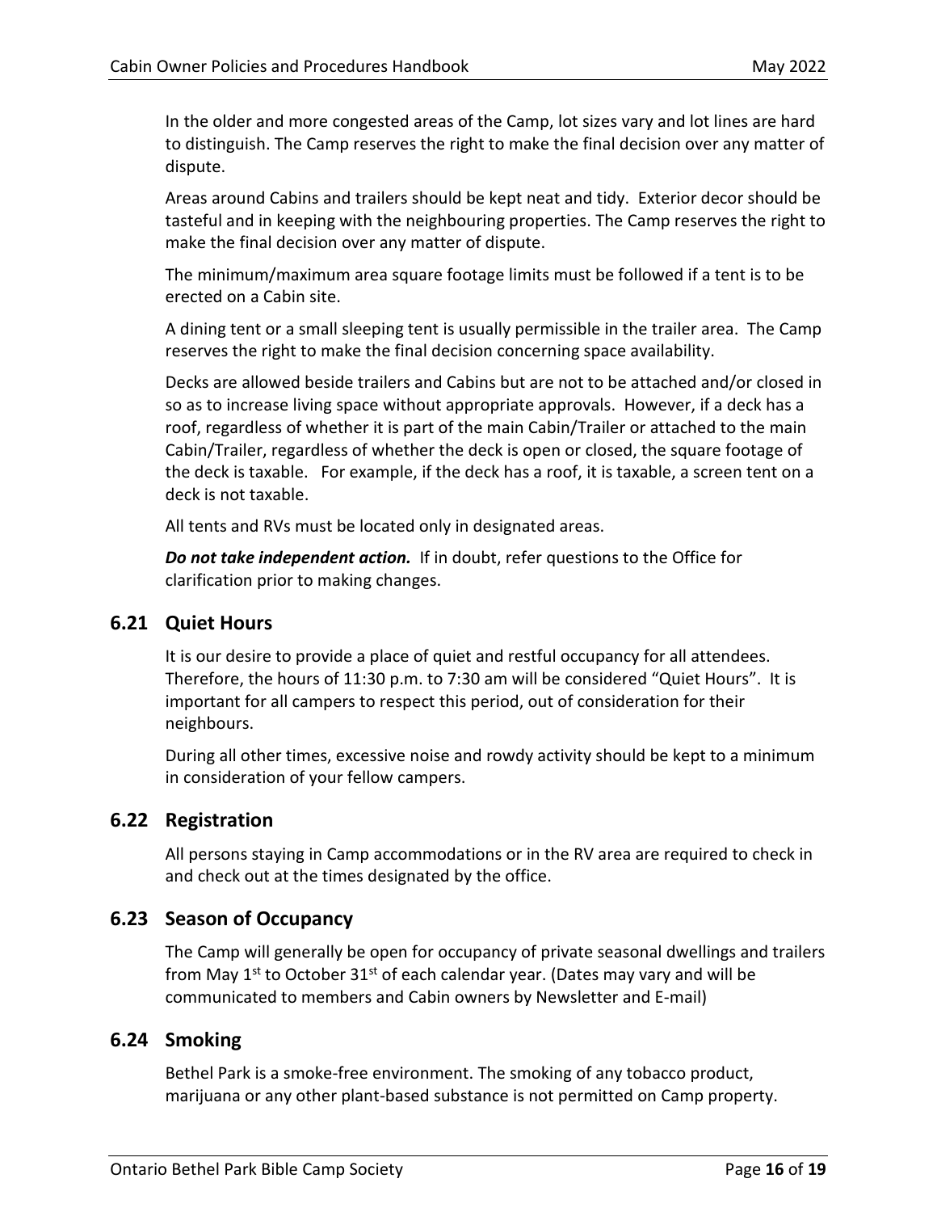In the older and more congested areas of the Camp, lot sizes vary and lot lines are hard to distinguish. The Camp reserves the right to make the final decision over any matter of dispute.

Areas around Cabins and trailers should be kept neat and tidy. Exterior decor should be tasteful and in keeping with the neighbouring properties. The Camp reserves the right to make the final decision over any matter of dispute.

The minimum/maximum area square footage limits must be followed if a tent is to be erected on a Cabin site.

A dining tent or a small sleeping tent is usually permissible in the trailer area. The Camp reserves the right to make the final decision concerning space availability.

Decks are allowed beside trailers and Cabins but are not to be attached and/or closed in so as to increase living space without appropriate approvals. However, if a deck has a roof, regardless of whether it is part of the main Cabin/Trailer or attached to the main Cabin/Trailer, regardless of whether the deck is open or closed, the square footage of the deck is taxable. For example, if the deck has a roof, it is taxable, a screen tent on a deck is not taxable.

All tents and RVs must be located only in designated areas.

***Do not take independent action.*** If in doubt, refer questions to the Office for clarification prior to making changes.

## 6.21 Quiet Hours

It is our desire to provide a place of quiet and restful occupancy for all attendees. Therefore, the hours of 11:30 p.m. to 7:30 am will be considered "Quiet Hours". It is important for all campers to respect this period, out of consideration for their neighbours.

During all other times, excessive noise and rowdy activity should be kept to a minimum in consideration of your fellow campers.

## 6.22 Registration

All persons staying in Camp accommodations or in the RV area are required to check in and check out at the times designated by the office.

## 6.23 Season of Occupancy

The Camp will generally be open for occupancy of private seasonal dwellings and trailers from May 1st to October 31st of each calendar year. (Dates may vary and will be communicated to members and Cabin owners by Newsletter and E-mail)

## 6.24 Smoking

Bethel Park is a smoke-free environment. The smoking of any tobacco product, marijuana or any other plant-based substance is not permitted on Camp property.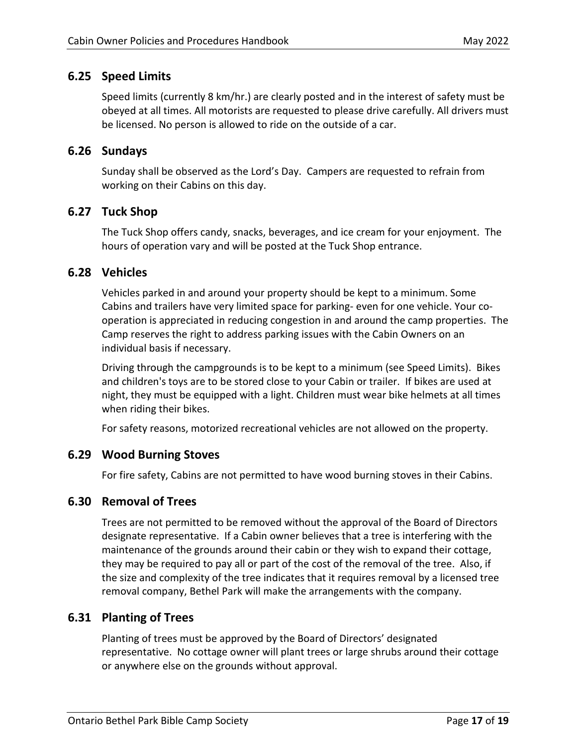## 6.25 Speed Limits

Speed limits (currently 8 km/hr.) are clearly posted and in the interest of safety must be obeyed at all times. All motorists are requested to please drive carefully. All drivers must be licensed. No person is allowed to ride on the outside of a car.

## 6.26 Sundays

Sunday shall be observed as the Lord's Day. Campers are requested to refrain from working on their Cabins on this day.

## 6.27 Tuck Shop

The Tuck Shop offers candy, snacks, beverages, and ice cream for your enjoyment. The hours of operation vary and will be posted at the Tuck Shop entrance.

## 6.28 Vehicles

Vehicles parked in and around your property should be kept to a minimum. Some Cabins and trailers have very limited space for parking- even for one vehicle. Your co-operation is appreciated in reducing congestion in and around the camp properties. The Camp reserves the right to address parking issues with the Cabin Owners on an individual basis if necessary.

Driving through the campgrounds is to be kept to a minimum (see Speed Limits). Bikes and children's toys are to be stored close to your Cabin or trailer. If bikes are used at night, they must be equipped with a light. Children must wear bike helmets at all times when riding their bikes.

For safety reasons, motorized recreational vehicles are not allowed on the property.

## 6.29 Wood Burning Stoves

For fire safety, Cabins are not permitted to have wood burning stoves in their Cabins.

## 6.30 Removal of Trees

Trees are not permitted to be removed without the approval of the Board of Directors designate representative. If a Cabin owner believes that a tree is interfering with the maintenance of the grounds around their cabin or they wish to expand their cottage, they may be required to pay all or part of the cost of the removal of the tree. Also, if the size and complexity of the tree indicates that it requires removal by a licensed tree removal company, Bethel Park will make the arrangements with the company.

## 6.31 Planting of Trees

Planting of trees must be approved by the Board of Directors' designated representative. No cottage owner will plant trees or large shrubs around their cottage or anywhere else on the grounds without approval.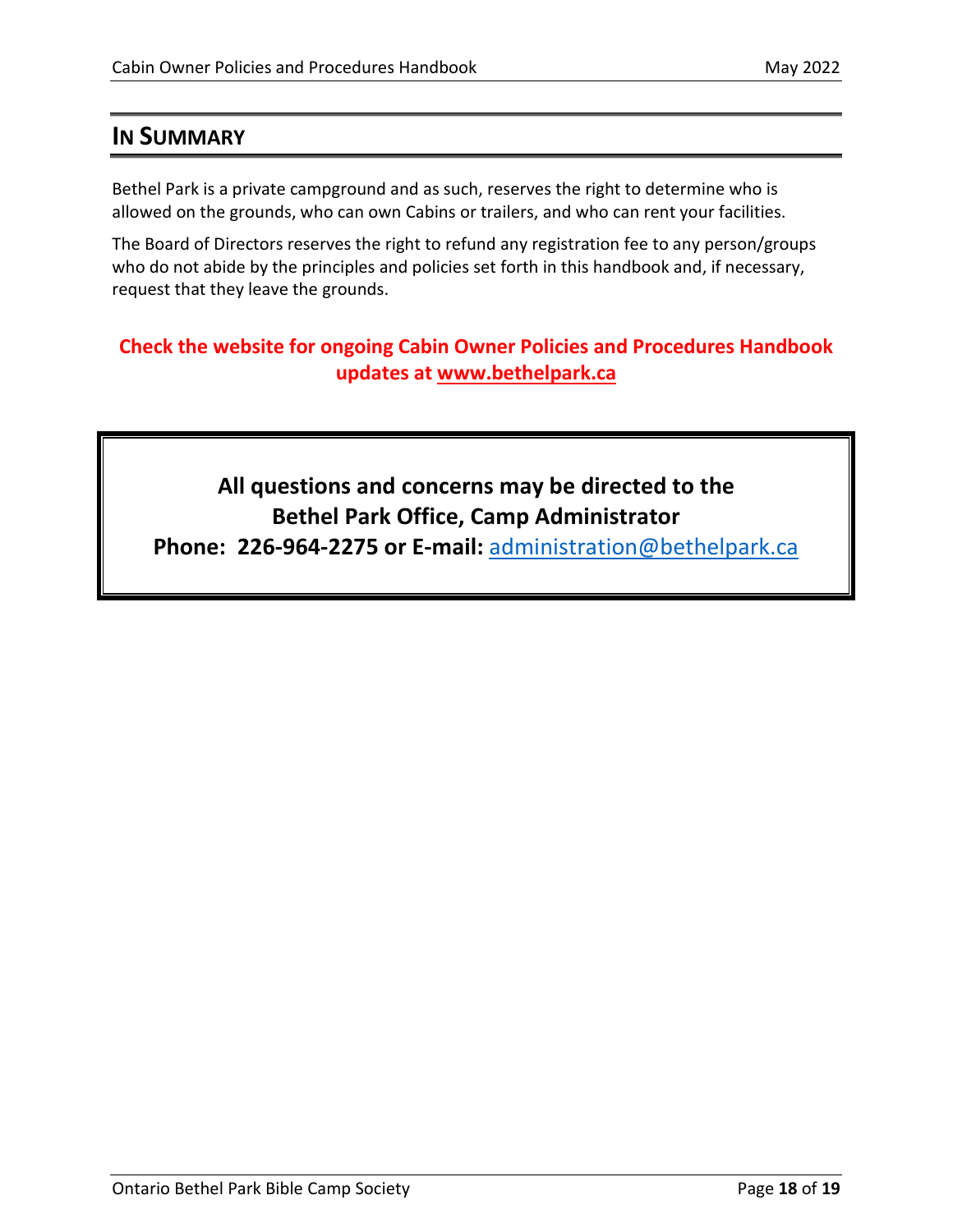## IN SUMMARY

Bethel Park is a private campground and as such, reserves the right to determine who is allowed on the grounds, who can own Cabins or trailers, and who can rent your facilities.

The Board of Directors reserves the right to refund any registration fee to any person/groups who do not abide by the principles and policies set forth in this handbook and, if necessary, request that they leave the grounds.

**Check the website for ongoing Cabin Owner Policies and Procedures Handbook updates at www.bethelpark.ca**

**All questions and concerns may be directed to the**
**Bethel Park Office, Camp Administrator**
**Phone: 226-964-2275 or E-mail:** administration@bethelpark.ca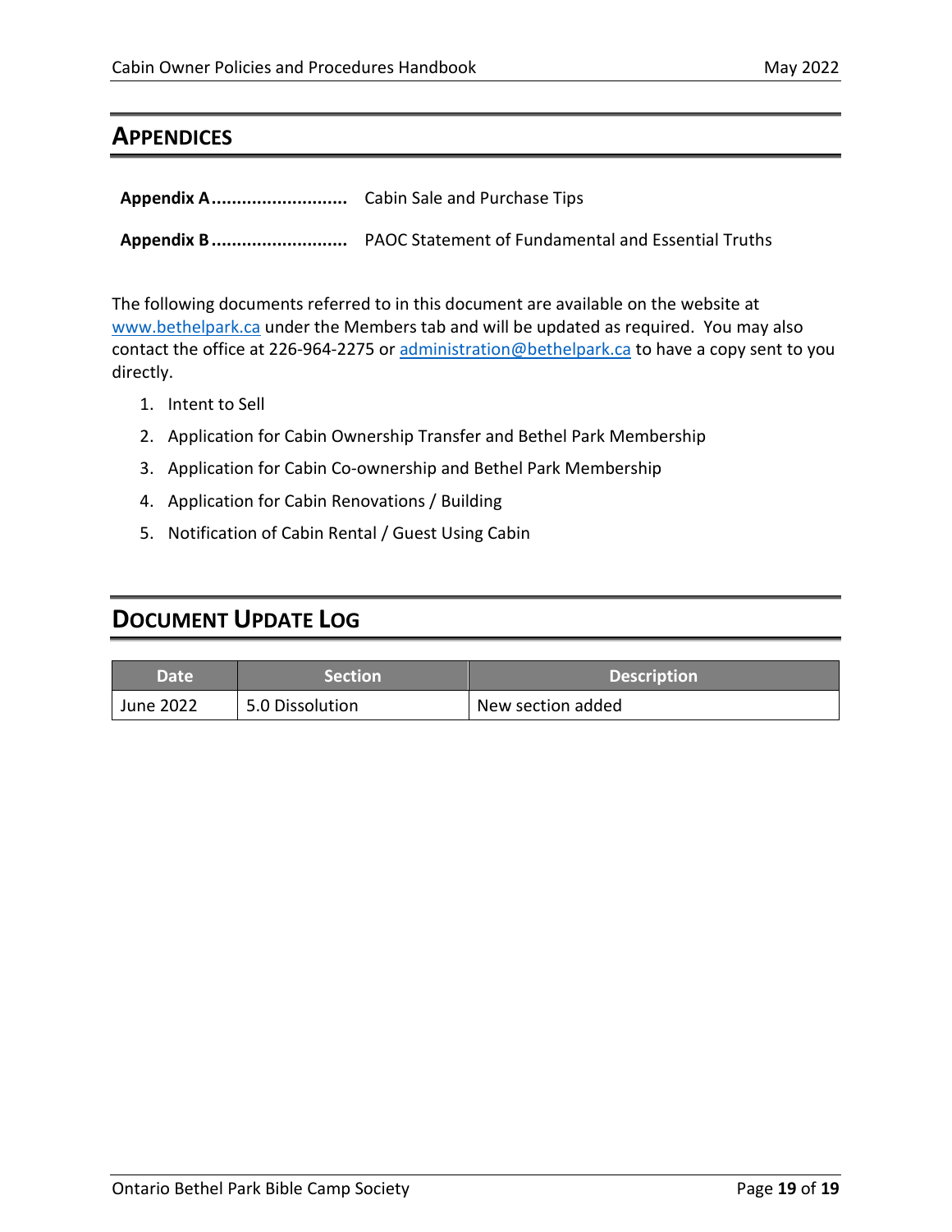## APPENDICES

**Appendix A** ........................... Cabin Sale and Purchase Tips

**Appendix B** ........................... PAOC Statement of Fundamental and Essential Truths

The following documents referred to in this document are available on the website at www.bethelpark.ca under the Members tab and will be updated as required. You may also contact the office at 226-964-2275 or administration@bethelpark.ca to have a copy sent to you directly.

1. Intent to Sell
2. Application for Cabin Ownership Transfer and Bethel Park Membership
3. Application for Cabin Co-ownership and Bethel Park Membership
4. Application for Cabin Renovations / Building
5. Notification of Cabin Rental / Guest Using Cabin

## DOCUMENT UPDATE LOG

| Date | Section | Description |
|---|---|---|
| June 2022 | 5.0 Dissolution | New section added |